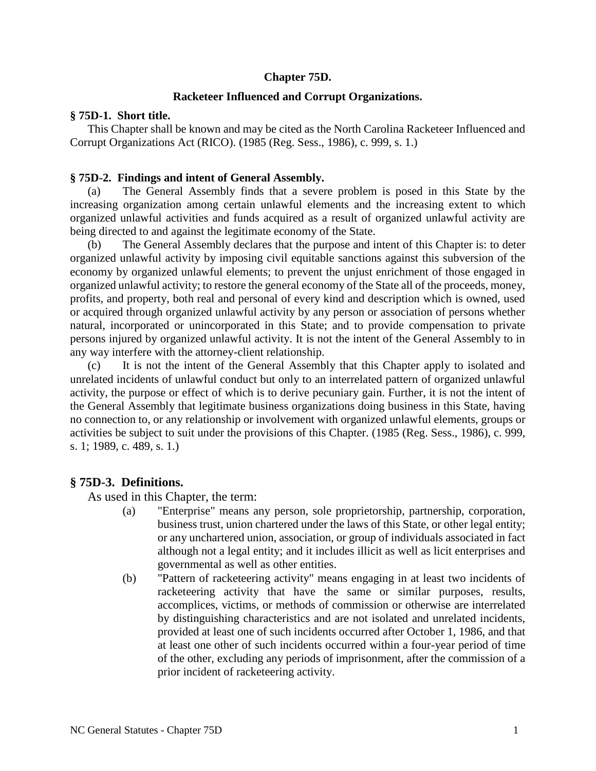## Chapter 75D.

## Racketeer Influenced and Corrupt Organizations.

**§ 75D-1. Short title.**

This Chapter shall be known and may be cited as the North Carolina Racketeer Influenced and Corrupt Organizations Act (RICO). (1985 (Reg. Sess., 1986), c. 999, s. 1.)

**§ 75D-2. Findings and intent of General Assembly.**

(a) The General Assembly finds that a severe problem is posed in this State by the increasing organization among certain unlawful elements and the increasing extent to which organized unlawful activities and funds acquired as a result of organized unlawful activity are being directed to and against the legitimate economy of the State.

(b) The General Assembly declares that the purpose and intent of this Chapter is: to deter organized unlawful activity by imposing civil equitable sanctions against this subversion of the economy by organized unlawful elements; to prevent the unjust enrichment of those engaged in organized unlawful activity; to restore the general economy of the State all of the proceeds, money, profits, and property, both real and personal of every kind and description which is owned, used or acquired through organized unlawful activity by any person or association of persons whether natural, incorporated or unincorporated in this State; and to provide compensation to private persons injured by organized unlawful activity. It is not the intent of the General Assembly to in any way interfere with the attorney-client relationship.

(c) It is not the intent of the General Assembly that this Chapter apply to isolated and unrelated incidents of unlawful conduct but only to an interrelated pattern of organized unlawful activity, the purpose or effect of which is to derive pecuniary gain. Further, it is not the intent of the General Assembly that legitimate business organizations doing business in this State, having no connection to, or any relationship or involvement with organized unlawful elements, groups or activities be subject to suit under the provisions of this Chapter. (1985 (Reg. Sess., 1986), c. 999, s. 1; 1989, c. 489, s. 1.)

**§ 75D-3. Definitions.**

As used in this Chapter, the term:

(a) "Enterprise" means any person, sole proprietorship, partnership, corporation, business trust, union chartered under the laws of this State, or other legal entity; or any unchartered union, association, or group of individuals associated in fact although not a legal entity; and it includes illicit as well as licit enterprises and governmental as well as other entities.

(b) "Pattern of racketeering activity" means engaging in at least two incidents of racketeering activity that have the same or similar purposes, results, accomplices, victims, or methods of commission or otherwise are interrelated by distinguishing characteristics and are not isolated and unrelated incidents, provided at least one of such incidents occurred after October 1, 1986, and that at least one other of such incidents occurred within a four-year period of time of the other, excluding any periods of imprisonment, after the commission of a prior incident of racketeering activity.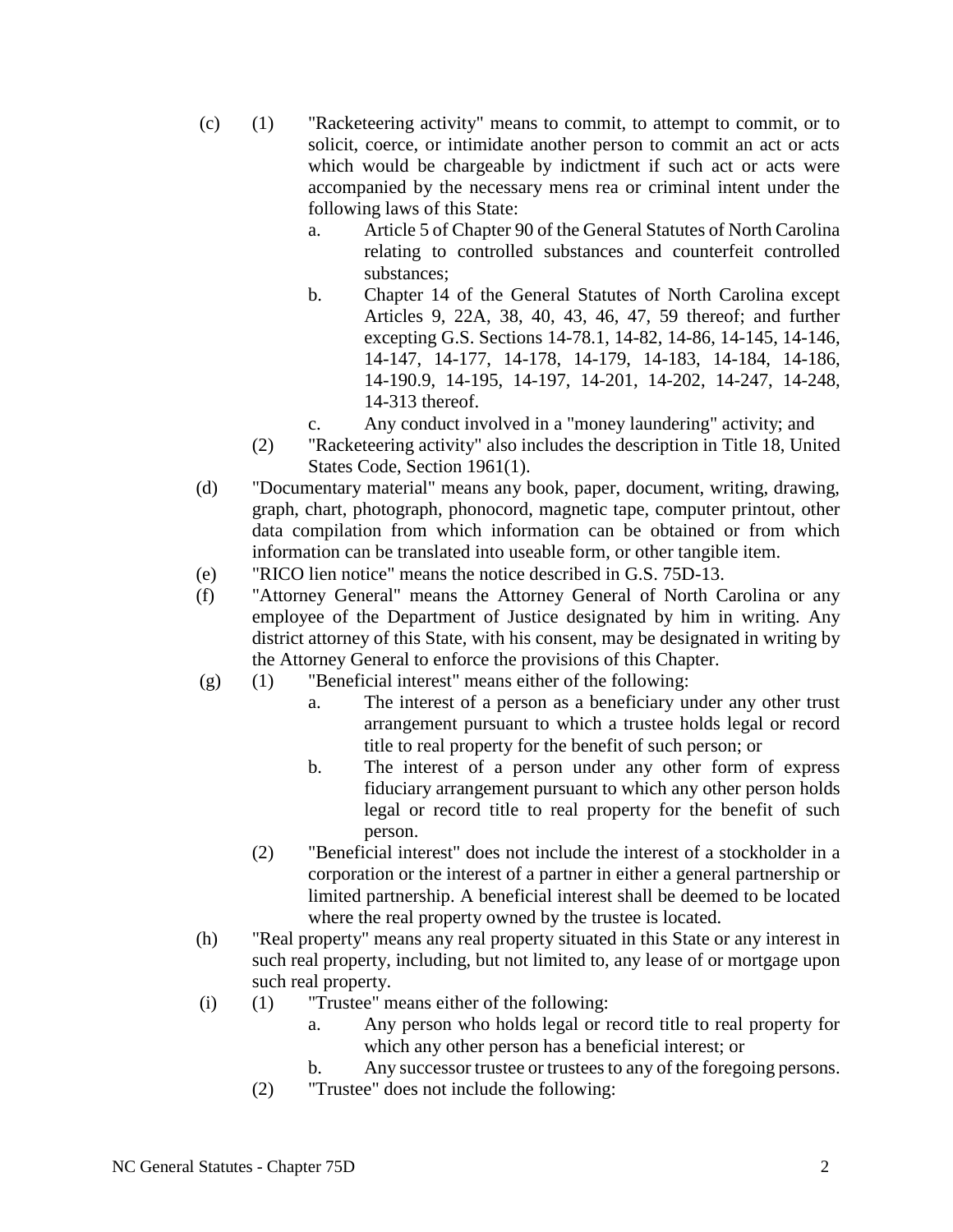(c) (1) "Racketeering activity" means to commit, to attempt to commit, or to solicit, coerce, or intimidate another person to commit an act or acts which would be chargeable by indictment if such act or acts were accompanied by the necessary mens rea or criminal intent under the following laws of this State:

a. Article 5 of Chapter 90 of the General Statutes of North Carolina relating to controlled substances and counterfeit controlled substances;

b. Chapter 14 of the General Statutes of North Carolina except Articles 9, 22A, 38, 40, 43, 46, 47, 59 thereof; and further excepting G.S. Sections 14-78.1, 14-82, 14-86, 14-145, 14-146, 14-147, 14-177, 14-178, 14-179, 14-183, 14-184, 14-186, 14-190.9, 14-195, 14-197, 14-201, 14-202, 14-247, 14-248, 14-313 thereof.

c. Any conduct involved in a "money laundering" activity; and

(2) "Racketeering activity" also includes the description in Title 18, United States Code, Section 1961(1).

(d) "Documentary material" means any book, paper, document, writing, drawing, graph, chart, photograph, phonocord, magnetic tape, computer printout, other data compilation from which information can be obtained or from which information can be translated into useable form, or other tangible item.

(e) "RICO lien notice" means the notice described in G.S. 75D-13.

(f) "Attorney General" means the Attorney General of North Carolina or any employee of the Department of Justice designated by him in writing. Any district attorney of this State, with his consent, may be designated in writing by the Attorney General to enforce the provisions of this Chapter.

(g) (1) "Beneficial interest" means either of the following:

a. The interest of a person as a beneficiary under any other trust arrangement pursuant to which a trustee holds legal or record title to real property for the benefit of such person; or

b. The interest of a person under any other form of express fiduciary arrangement pursuant to which any other person holds legal or record title to real property for the benefit of such person.

(2) "Beneficial interest" does not include the interest of a stockholder in a corporation or the interest of a partner in either a general partnership or limited partnership. A beneficial interest shall be deemed to be located where the real property owned by the trustee is located.

(h) "Real property" means any real property situated in this State or any interest in such real property, including, but not limited to, any lease of or mortgage upon such real property.

(i) (1) "Trustee" means either of the following:

a. Any person who holds legal or record title to real property for which any other person has a beneficial interest; or

b. Any successor trustee or trustees to any of the foregoing persons.

(2) "Trustee" does not include the following: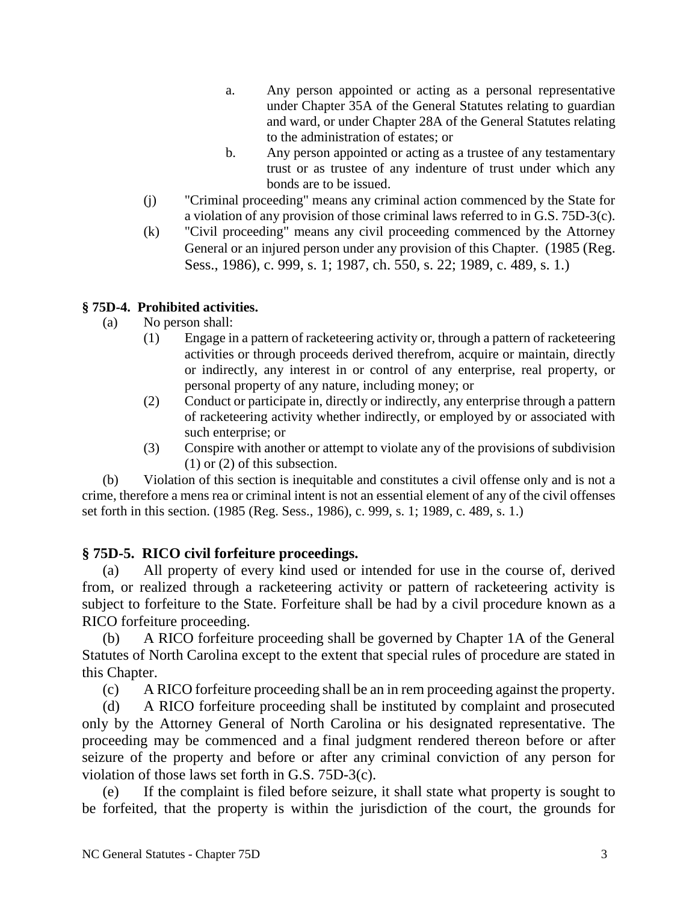a. Any person appointed or acting as a personal representative under Chapter 35A of the General Statutes relating to guardian and ward, or under Chapter 28A of the General Statutes relating to the administration of estates; or

b. Any person appointed or acting as a trustee of any testamentary trust or as trustee of any indenture of trust under which any bonds are to be issued.

(j) "Criminal proceeding" means any criminal action commenced by the State for a violation of any provision of those criminal laws referred to in G.S. 75D-3(c).

(k) "Civil proceeding" means any civil proceeding commenced by the Attorney General or an injured person under any provision of this Chapter. (1985 (Reg. Sess., 1986), c. 999, s. 1; 1987, ch. 550, s. 22; 1989, c. 489, s. 1.)

**§ 75D-4. Prohibited activities.**

(a) No person shall:

(1) Engage in a pattern of racketeering activity or, through a pattern of racketeering activities or through proceeds derived therefrom, acquire or maintain, directly or indirectly, any interest in or control of any enterprise, real property, or personal property of any nature, including money; or

(2) Conduct or participate in, directly or indirectly, any enterprise through a pattern of racketeering activity whether indirectly, or employed by or associated with such enterprise; or

(3) Conspire with another or attempt to violate any of the provisions of subdivision (1) or (2) of this subsection.

(b) Violation of this section is inequitable and constitutes a civil offense only and is not a crime, therefore a mens rea or criminal intent is not an essential element of any of the civil offenses set forth in this section. (1985 (Reg. Sess., 1986), c. 999, s. 1; 1989, c. 489, s. 1.)

**§ 75D-5. RICO civil forfeiture proceedings.**

(a) All property of every kind used or intended for use in the course of, derived from, or realized through a racketeering activity or pattern of racketeering activity is subject to forfeiture to the State. Forfeiture shall be had by a civil procedure known as a RICO forfeiture proceeding.

(b) A RICO forfeiture proceeding shall be governed by Chapter 1A of the General Statutes of North Carolina except to the extent that special rules of procedure are stated in this Chapter.

(c) A RICO forfeiture proceeding shall be an in rem proceeding against the property.

(d) A RICO forfeiture proceeding shall be instituted by complaint and prosecuted only by the Attorney General of North Carolina or his designated representative. The proceeding may be commenced and a final judgment rendered thereon before or after seizure of the property and before or after any criminal conviction of any person for violation of those laws set forth in G.S. 75D-3(c).

(e) If the complaint is filed before seizure, it shall state what property is sought to be forfeited, that the property is within the jurisdiction of the court, the grounds for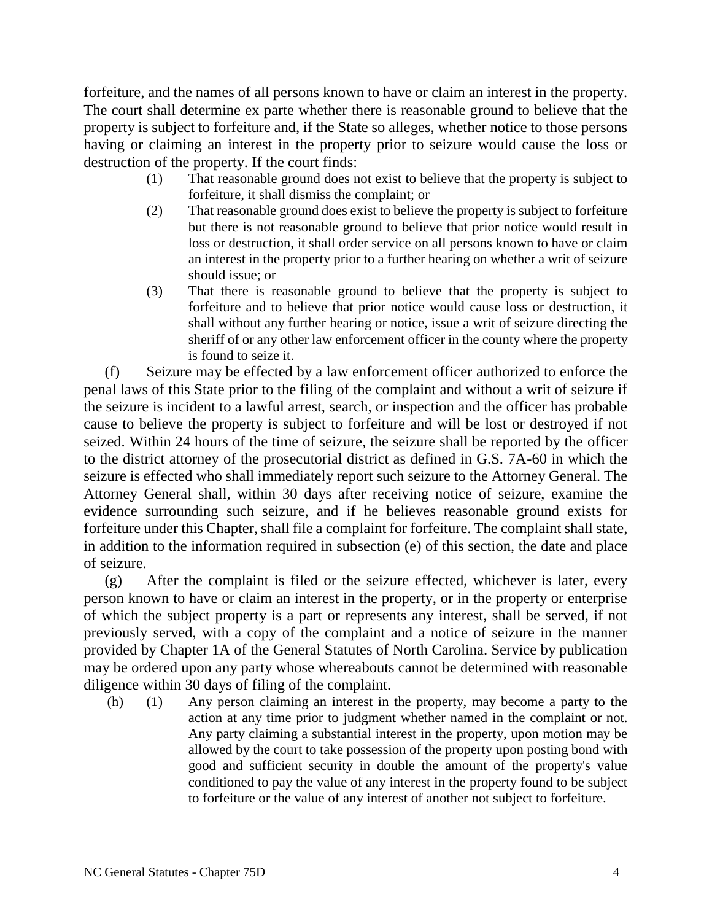forfeiture, and the names of all persons known to have or claim an interest in the property. The court shall determine ex parte whether there is reasonable ground to believe that the property is subject to forfeiture and, if the State so alleges, whether notice to those persons having or claiming an interest in the property prior to seizure would cause the loss or destruction of the property. If the court finds:

(1) That reasonable ground does not exist to believe that the property is subject to forfeiture, it shall dismiss the complaint; or

(2) That reasonable ground does exist to believe the property is subject to forfeiture but there is not reasonable ground to believe that prior notice would result in loss or destruction, it shall order service on all persons known to have or claim an interest in the property prior to a further hearing on whether a writ of seizure should issue; or

(3) That there is reasonable ground to believe that the property is subject to forfeiture and to believe that prior notice would cause loss or destruction, it shall without any further hearing or notice, issue a writ of seizure directing the sheriff of or any other law enforcement officer in the county where the property is found to seize it.

(f) Seizure may be effected by a law enforcement officer authorized to enforce the penal laws of this State prior to the filing of the complaint and without a writ of seizure if the seizure is incident to a lawful arrest, search, or inspection and the officer has probable cause to believe the property is subject to forfeiture and will be lost or destroyed if not seized. Within 24 hours of the time of seizure, the seizure shall be reported by the officer to the district attorney of the prosecutorial district as defined in G.S. 7A-60 in which the seizure is effected who shall immediately report such seizure to the Attorney General. The Attorney General shall, within 30 days after receiving notice of seizure, examine the evidence surrounding such seizure, and if he believes reasonable ground exists for forfeiture under this Chapter, shall file a complaint for forfeiture. The complaint shall state, in addition to the information required in subsection (e) of this section, the date and place of seizure.

(g) After the complaint is filed or the seizure effected, whichever is later, every person known to have or claim an interest in the property, or in the property or enterprise of which the subject property is a part or represents any interest, shall be served, if not previously served, with a copy of the complaint and a notice of seizure in the manner provided by Chapter 1A of the General Statutes of North Carolina. Service by publication may be ordered upon any party whose whereabouts cannot be determined with reasonable diligence within 30 days of filing of the complaint.

(h) (1) Any person claiming an interest in the property, may become a party to the action at any time prior to judgment whether named in the complaint or not. Any party claiming a substantial interest in the property, upon motion may be allowed by the court to take possession of the property upon posting bond with good and sufficient security in double the amount of the property's value conditioned to pay the value of any interest in the property found to be subject to forfeiture or the value of any interest of another not subject to forfeiture.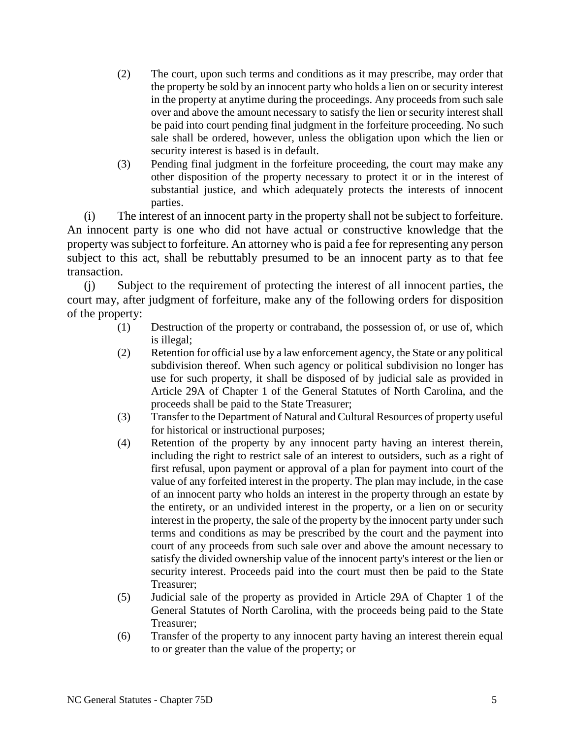(2) The court, upon such terms and conditions as it may prescribe, may order that the property be sold by an innocent party who holds a lien on or security interest in the property at anytime during the proceedings. Any proceeds from such sale over and above the amount necessary to satisfy the lien or security interest shall be paid into court pending final judgment in the forfeiture proceeding. No such sale shall be ordered, however, unless the obligation upon which the lien or security interest is based is in default.

(3) Pending final judgment in the forfeiture proceeding, the court may make any other disposition of the property necessary to protect it or in the interest of substantial justice, and which adequately protects the interests of innocent parties.

(i) The interest of an innocent party in the property shall not be subject to forfeiture. An innocent party is one who did not have actual or constructive knowledge that the property was subject to forfeiture. An attorney who is paid a fee for representing any person subject to this act, shall be rebuttably presumed to be an innocent party as to that fee transaction.

(j) Subject to the requirement of protecting the interest of all innocent parties, the court may, after judgment of forfeiture, make any of the following orders for disposition of the property:

(1) Destruction of the property or contraband, the possession of, or use of, which is illegal;

(2) Retention for official use by a law enforcement agency, the State or any political subdivision thereof. When such agency or political subdivision no longer has use for such property, it shall be disposed of by judicial sale as provided in Article 29A of Chapter 1 of the General Statutes of North Carolina, and the proceeds shall be paid to the State Treasurer;

(3) Transfer to the Department of Natural and Cultural Resources of property useful for historical or instructional purposes;

(4) Retention of the property by any innocent party having an interest therein, including the right to restrict sale of an interest to outsiders, such as a right of first refusal, upon payment or approval of a plan for payment into court of the value of any forfeited interest in the property. The plan may include, in the case of an innocent party who holds an interest in the property through an estate by the entirety, or an undivided interest in the property, or a lien on or security interest in the property, the sale of the property by the innocent party under such terms and conditions as may be prescribed by the court and the payment into court of any proceeds from such sale over and above the amount necessary to satisfy the divided ownership value of the innocent party's interest or the lien or security interest. Proceeds paid into the court must then be paid to the State Treasurer;

(5) Judicial sale of the property as provided in Article 29A of Chapter 1 of the General Statutes of North Carolina, with the proceeds being paid to the State Treasurer;

(6) Transfer of the property to any innocent party having an interest therein equal to or greater than the value of the property; or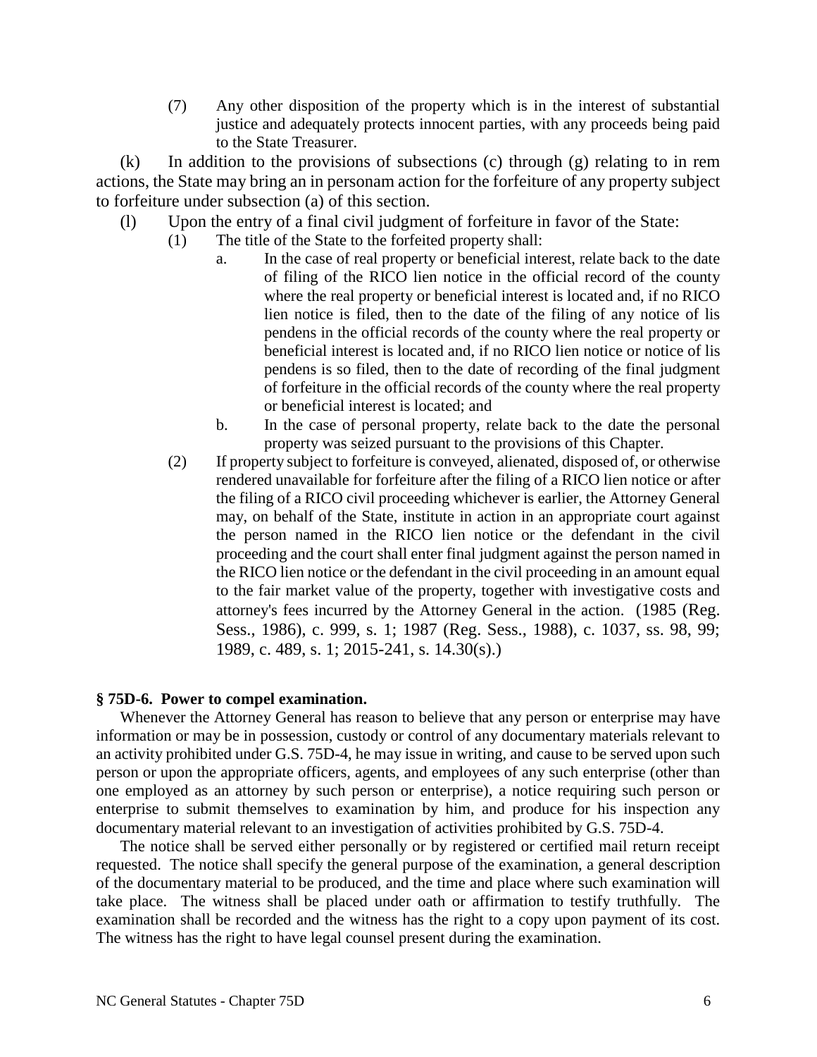(7) Any other disposition of the property which is in the interest of substantial justice and adequately protects innocent parties, with any proceeds being paid to the State Treasurer.

(k) In addition to the provisions of subsections (c) through (g) relating to in rem actions, the State may bring an in personam action for the forfeiture of any property subject to forfeiture under subsection (a) of this section.

(l) Upon the entry of a final civil judgment of forfeiture in favor of the State:

(1) The title of the State to the forfeited property shall:

a. In the case of real property or beneficial interest, relate back to the date of filing of the RICO lien notice in the official record of the county where the real property or beneficial interest is located and, if no RICO lien notice is filed, then to the date of the filing of any notice of lis pendens in the official records of the county where the real property or beneficial interest is located and, if no RICO lien notice or notice of lis pendens is so filed, then to the date of recording of the final judgment of forfeiture in the official records of the county where the real property or beneficial interest is located; and

b. In the case of personal property, relate back to the date the personal property was seized pursuant to the provisions of this Chapter.

(2) If property subject to forfeiture is conveyed, alienated, disposed of, or otherwise rendered unavailable for forfeiture after the filing of a RICO lien notice or after the filing of a RICO civil proceeding whichever is earlier, the Attorney General may, on behalf of the State, institute in action in an appropriate court against the person named in the RICO lien notice or the defendant in the civil proceeding and the court shall enter final judgment against the person named in the RICO lien notice or the defendant in the civil proceeding in an amount equal to the fair market value of the property, together with investigative costs and attorney's fees incurred by the Attorney General in the action. (1985 (Reg. Sess., 1986), c. 999, s. 1; 1987 (Reg. Sess., 1988), c. 1037, ss. 98, 99; 1989, c. 489, s. 1; 2015-241, s. 14.30(s).)

**§ 75D-6. Power to compel examination.**

Whenever the Attorney General has reason to believe that any person or enterprise may have information or may be in possession, custody or control of any documentary materials relevant to an activity prohibited under G.S. 75D-4, he may issue in writing, and cause to be served upon such person or upon the appropriate officers, agents, and employees of any such enterprise (other than one employed as an attorney by such person or enterprise), a notice requiring such person or enterprise to submit themselves to examination by him, and produce for his inspection any documentary material relevant to an investigation of activities prohibited by G.S. 75D-4.

The notice shall be served either personally or by registered or certified mail return receipt requested. The notice shall specify the general purpose of the examination, a general description of the documentary material to be produced, and the time and place where such examination will take place. The witness shall be placed under oath or affirmation to testify truthfully. The examination shall be recorded and the witness has the right to a copy upon payment of its cost. The witness has the right to have legal counsel present during the examination.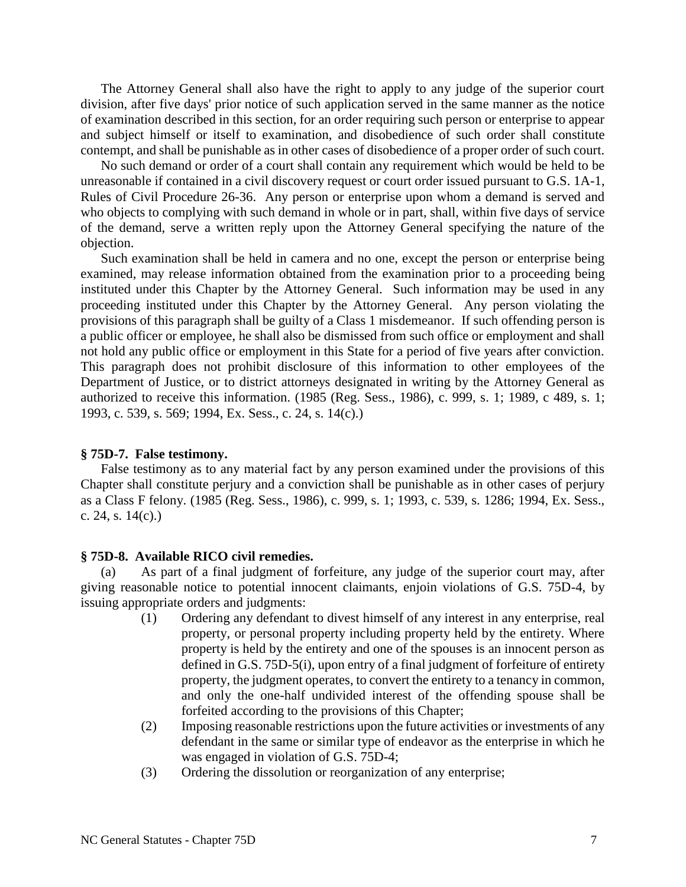The Attorney General shall also have the right to apply to any judge of the superior court division, after five days' prior notice of such application served in the same manner as the notice of examination described in this section, for an order requiring such person or enterprise to appear and subject himself or itself to examination, and disobedience of such order shall constitute contempt, and shall be punishable as in other cases of disobedience of a proper order of such court.

No such demand or order of a court shall contain any requirement which would be held to be unreasonable if contained in a civil discovery request or court order issued pursuant to G.S. 1A-1, Rules of Civil Procedure 26-36. Any person or enterprise upon whom a demand is served and who objects to complying with such demand in whole or in part, shall, within five days of service of the demand, serve a written reply upon the Attorney General specifying the nature of the objection.

Such examination shall be held in camera and no one, except the person or enterprise being examined, may release information obtained from the examination prior to a proceeding being instituted under this Chapter by the Attorney General. Such information may be used in any proceeding instituted under this Chapter by the Attorney General. Any person violating the provisions of this paragraph shall be guilty of a Class 1 misdemeanor. If such offending person is a public officer or employee, he shall also be dismissed from such office or employment and shall not hold any public office or employment in this State for a period of five years after conviction. This paragraph does not prohibit disclosure of this information to other employees of the Department of Justice, or to district attorneys designated in writing by the Attorney General as authorized to receive this information. (1985 (Reg. Sess., 1986), c. 999, s. 1; 1989, c 489, s. 1; 1993, c. 539, s. 569; 1994, Ex. Sess., c. 24, s. 14(c).)

**§ 75D-7. False testimony.**

False testimony as to any material fact by any person examined under the provisions of this Chapter shall constitute perjury and a conviction shall be punishable as in other cases of perjury as a Class F felony. (1985 (Reg. Sess., 1986), c. 999, s. 1; 1993, c. 539, s. 1286; 1994, Ex. Sess., c. 24, s. 14(c).)

**§ 75D-8. Available RICO civil remedies.**

(a) As part of a final judgment of forfeiture, any judge of the superior court may, after giving reasonable notice to potential innocent claimants, enjoin violations of G.S. 75D-4, by issuing appropriate orders and judgments:

(1) Ordering any defendant to divest himself of any interest in any enterprise, real property, or personal property including property held by the entirety. Where property is held by the entirety and one of the spouses is an innocent person as defined in G.S. 75D-5(i), upon entry of a final judgment of forfeiture of entirety property, the judgment operates, to convert the entirety to a tenancy in common, and only the one-half undivided interest of the offending spouse shall be forfeited according to the provisions of this Chapter;

(2) Imposing reasonable restrictions upon the future activities or investments of any defendant in the same or similar type of endeavor as the enterprise in which he was engaged in violation of G.S. 75D-4;

(3) Ordering the dissolution or reorganization of any enterprise;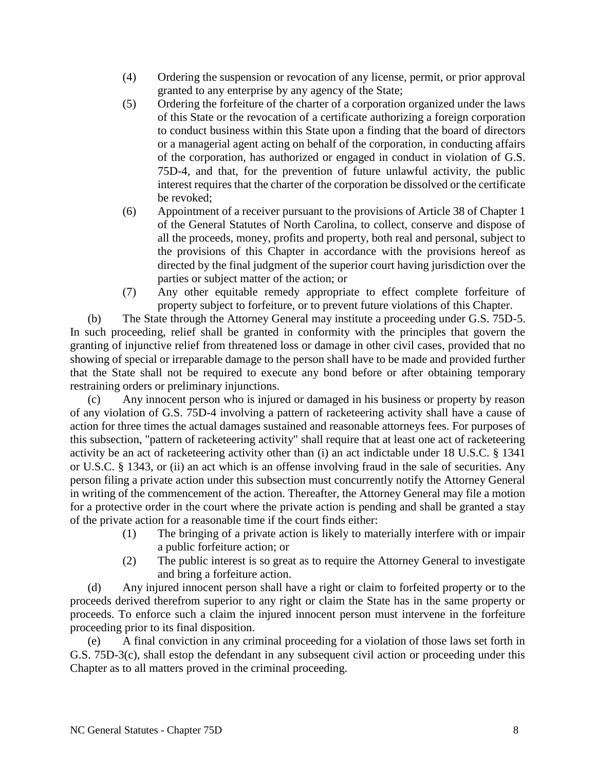(4) Ordering the suspension or revocation of any license, permit, or prior approval granted to any enterprise by any agency of the State;

(5) Ordering the forfeiture of the charter of a corporation organized under the laws of this State or the revocation of a certificate authorizing a foreign corporation to conduct business within this State upon a finding that the board of directors or a managerial agent acting on behalf of the corporation, in conducting affairs of the corporation, has authorized or engaged in conduct in violation of G.S. 75D-4, and that, for the prevention of future unlawful activity, the public interest requires that the charter of the corporation be dissolved or the certificate be revoked;

(6) Appointment of a receiver pursuant to the provisions of Article 38 of Chapter 1 of the General Statutes of North Carolina, to collect, conserve and dispose of all the proceeds, money, profits and property, both real and personal, subject to the provisions of this Chapter in accordance with the provisions hereof as directed by the final judgment of the superior court having jurisdiction over the parties or subject matter of the action; or

(7) Any other equitable remedy appropriate to effect complete forfeiture of property subject to forfeiture, or to prevent future violations of this Chapter.

(b) The State through the Attorney General may institute a proceeding under G.S. 75D-5. In such proceeding, relief shall be granted in conformity with the principles that govern the granting of injunctive relief from threatened loss or damage in other civil cases, provided that no showing of special or irreparable damage to the person shall have to be made and provided further that the State shall not be required to execute any bond before or after obtaining temporary restraining orders or preliminary injunctions.

(c) Any innocent person who is injured or damaged in his business or property by reason of any violation of G.S. 75D-4 involving a pattern of racketeering activity shall have a cause of action for three times the actual damages sustained and reasonable attorneys fees. For purposes of this subsection, "pattern of racketeering activity" shall require that at least one act of racketeering activity be an act of racketeering activity other than (i) an act indictable under 18 U.S.C. § 1341 or U.S.C. § 1343, or (ii) an act which is an offense involving fraud in the sale of securities. Any person filing a private action under this subsection must concurrently notify the Attorney General in writing of the commencement of the action. Thereafter, the Attorney General may file a motion for a protective order in the court where the private action is pending and shall be granted a stay of the private action for a reasonable time if the court finds either:

(1) The bringing of a private action is likely to materially interfere with or impair a public forfeiture action; or

(2) The public interest is so great as to require the Attorney General to investigate and bring a forfeiture action.

(d) Any injured innocent person shall have a right or claim to forfeited property or to the proceeds derived therefrom superior to any right or claim the State has in the same property or proceeds. To enforce such a claim the injured innocent person must intervene in the forfeiture proceeding prior to its final disposition.

(e) A final conviction in any criminal proceeding for a violation of those laws set forth in G.S. 75D-3(c), shall estop the defendant in any subsequent civil action or proceeding under this Chapter as to all matters proved in the criminal proceeding.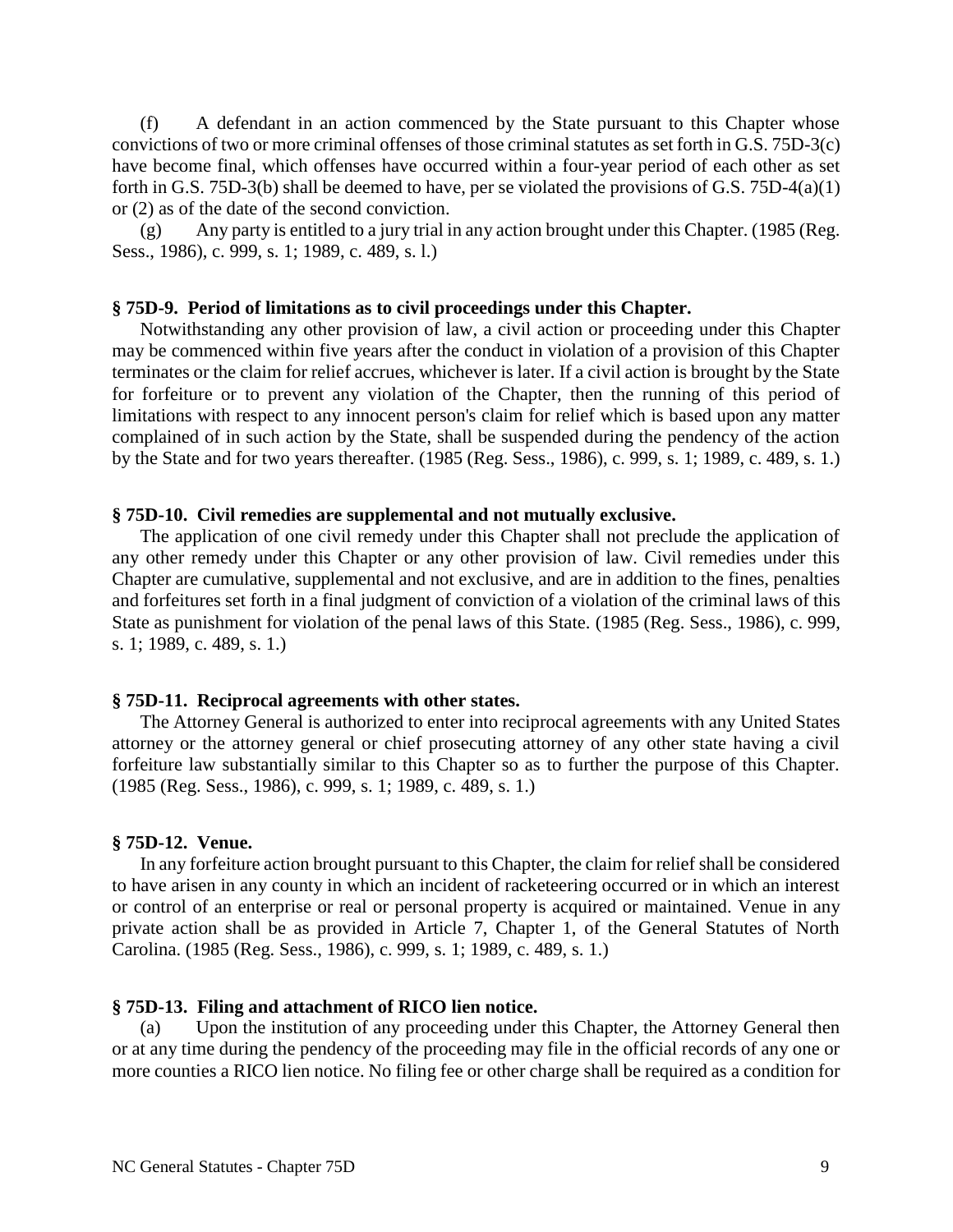(f) A defendant in an action commenced by the State pursuant to this Chapter whose convictions of two or more criminal offenses of those criminal statutes as set forth in G.S. 75D-3(c) have become final, which offenses have occurred within a four-year period of each other as set forth in G.S. 75D-3(b) shall be deemed to have, per se violated the provisions of G.S. 75D-4(a)(1) or (2) as of the date of the second conviction.

(g) Any party is entitled to a jury trial in any action brought under this Chapter. (1985 (Reg. Sess., 1986), c. 999, s. 1; 1989, c. 489, s. l.)

### § 75D-9. Period of limitations as to civil proceedings under this Chapter.

Notwithstanding any other provision of law, a civil action or proceeding under this Chapter may be commenced within five years after the conduct in violation of a provision of this Chapter terminates or the claim for relief accrues, whichever is later. If a civil action is brought by the State for forfeiture or to prevent any violation of the Chapter, then the running of this period of limitations with respect to any innocent person's claim for relief which is based upon any matter complained of in such action by the State, shall be suspended during the pendency of the action by the State and for two years thereafter. (1985 (Reg. Sess., 1986), c. 999, s. 1; 1989, c. 489, s. 1.)

### § 75D-10. Civil remedies are supplemental and not mutually exclusive.

The application of one civil remedy under this Chapter shall not preclude the application of any other remedy under this Chapter or any other provision of law. Civil remedies under this Chapter are cumulative, supplemental and not exclusive, and are in addition to the fines, penalties and forfeitures set forth in a final judgment of conviction of a violation of the criminal laws of this State as punishment for violation of the penal laws of this State. (1985 (Reg. Sess., 1986), c. 999, s. 1; 1989, c. 489, s. 1.)

### § 75D-11. Reciprocal agreements with other states.

The Attorney General is authorized to enter into reciprocal agreements with any United States attorney or the attorney general or chief prosecuting attorney of any other state having a civil forfeiture law substantially similar to this Chapter so as to further the purpose of this Chapter. (1985 (Reg. Sess., 1986), c. 999, s. 1; 1989, c. 489, s. 1.)

### § 75D-12. Venue.

In any forfeiture action brought pursuant to this Chapter, the claim for relief shall be considered to have arisen in any county in which an incident of racketeering occurred or in which an interest or control of an enterprise or real or personal property is acquired or maintained. Venue in any private action shall be as provided in Article 7, Chapter 1, of the General Statutes of North Carolina. (1985 (Reg. Sess., 1986), c. 999, s. 1; 1989, c. 489, s. 1.)

### § 75D-13. Filing and attachment of RICO lien notice.

(a) Upon the institution of any proceeding under this Chapter, the Attorney General then or at any time during the pendency of the proceeding may file in the official records of any one or more counties a RICO lien notice. No filing fee or other charge shall be required as a condition for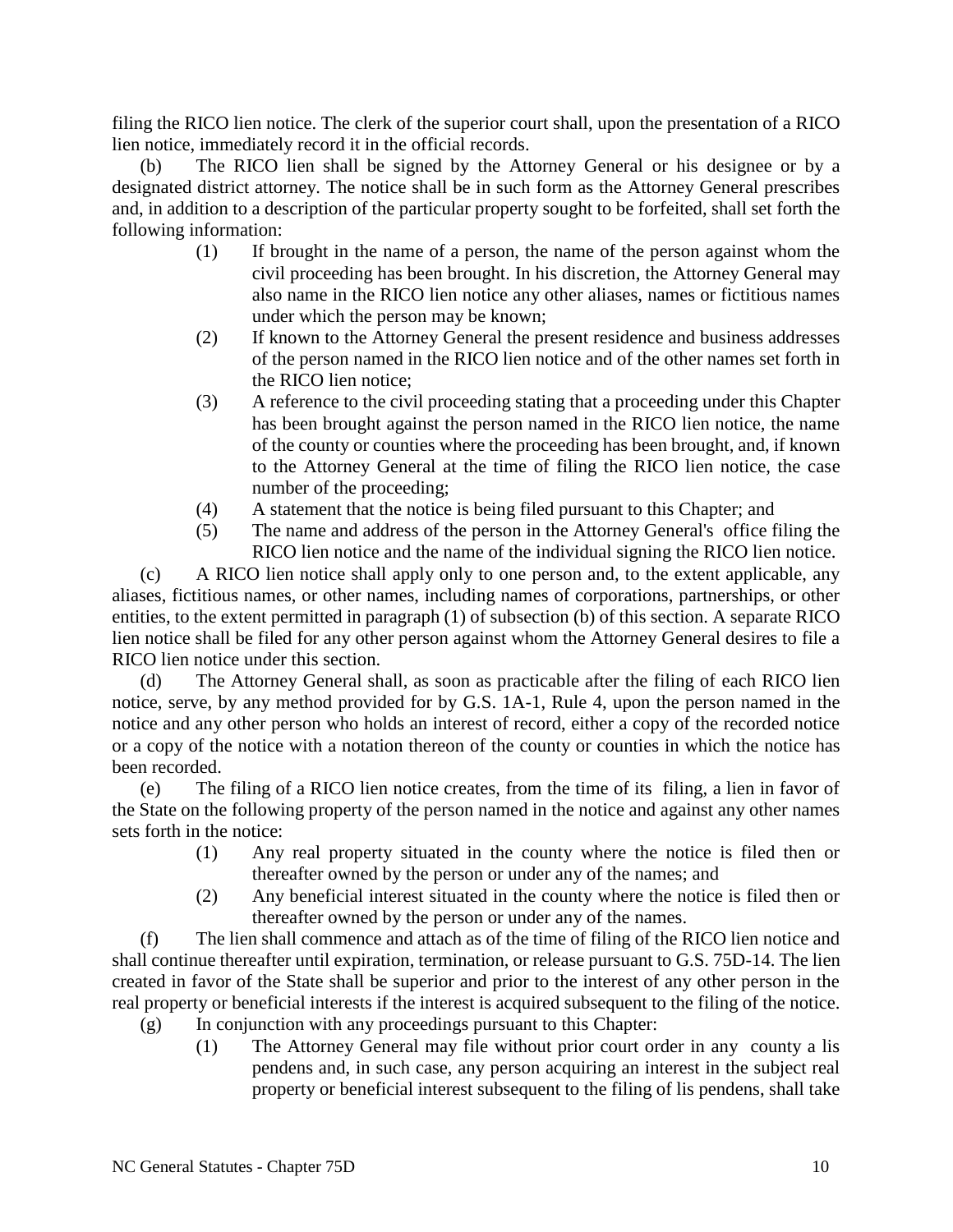filing the RICO lien notice. The clerk of the superior court shall, upon the presentation of a RICO lien notice, immediately record it in the official records.

(b) The RICO lien shall be signed by the Attorney General or his designee or by a designated district attorney. The notice shall be in such form as the Attorney General prescribes and, in addition to a description of the particular property sought to be forfeited, shall set forth the following information:

(1) If brought in the name of a person, the name of the person against whom the civil proceeding has been brought. In his discretion, the Attorney General may also name in the RICO lien notice any other aliases, names or fictitious names under which the person may be known;

(2) If known to the Attorney General the present residence and business addresses of the person named in the RICO lien notice and of the other names set forth in the RICO lien notice;

(3) A reference to the civil proceeding stating that a proceeding under this Chapter has been brought against the person named in the RICO lien notice, the name of the county or counties where the proceeding has been brought, and, if known to the Attorney General at the time of filing the RICO lien notice, the case number of the proceeding;

(4) A statement that the notice is being filed pursuant to this Chapter; and

(5) The name and address of the person in the Attorney General's office filing the RICO lien notice and the name of the individual signing the RICO lien notice.

(c) A RICO lien notice shall apply only to one person and, to the extent applicable, any aliases, fictitious names, or other names, including names of corporations, partnerships, or other entities, to the extent permitted in paragraph (1) of subsection (b) of this section. A separate RICO lien notice shall be filed for any other person against whom the Attorney General desires to file a RICO lien notice under this section.

(d) The Attorney General shall, as soon as practicable after the filing of each RICO lien notice, serve, by any method provided for by G.S. 1A-1, Rule 4, upon the person named in the notice and any other person who holds an interest of record, either a copy of the recorded notice or a copy of the notice with a notation thereon of the county or counties in which the notice has been recorded.

(e) The filing of a RICO lien notice creates, from the time of its filing, a lien in favor of the State on the following property of the person named in the notice and against any other names sets forth in the notice:

(1) Any real property situated in the county where the notice is filed then or thereafter owned by the person or under any of the names; and

(2) Any beneficial interest situated in the county where the notice is filed then or thereafter owned by the person or under any of the names.

(f) The lien shall commence and attach as of the time of filing of the RICO lien notice and shall continue thereafter until expiration, termination, or release pursuant to G.S. 75D-14. The lien created in favor of the State shall be superior and prior to the interest of any other person in the real property or beneficial interests if the interest is acquired subsequent to the filing of the notice.

(g) In conjunction with any proceedings pursuant to this Chapter:

(1) The Attorney General may file without prior court order in any county a lis pendens and, in such case, any person acquiring an interest in the subject real property or beneficial interest subsequent to the filing of lis pendens, shall take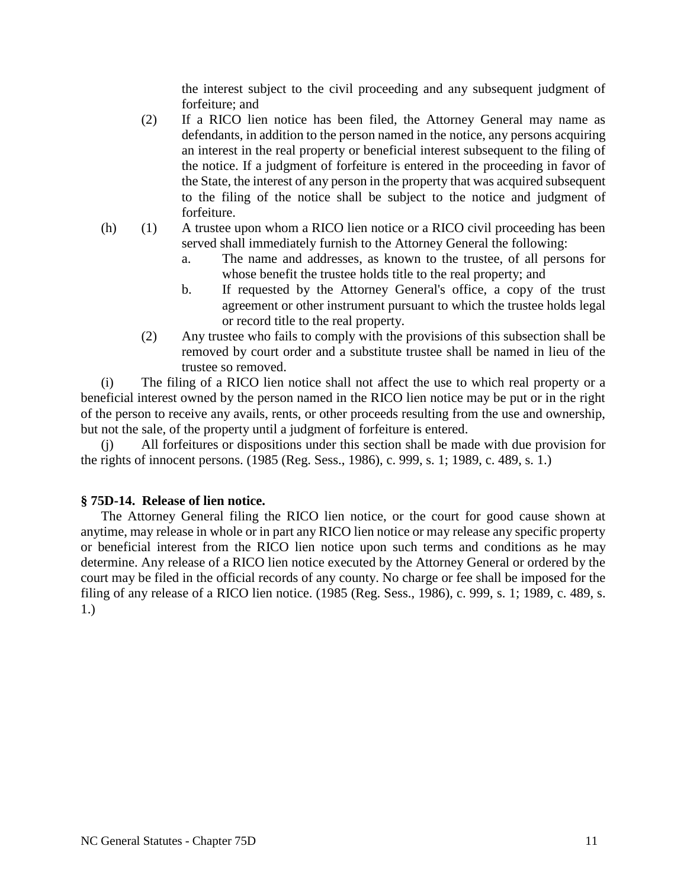the interest subject to the civil proceeding and any subsequent judgment of forfeiture; and

(2) If a RICO lien notice has been filed, the Attorney General may name as defendants, in addition to the person named in the notice, any persons acquiring an interest in the real property or beneficial interest subsequent to the filing of the notice. If a judgment of forfeiture is entered in the proceeding in favor of the State, the interest of any person in the property that was acquired subsequent to the filing of the notice shall be subject to the notice and judgment of forfeiture.

(h) (1) A trustee upon whom a RICO lien notice or a RICO civil proceeding has been served shall immediately furnish to the Attorney General the following:

a. The name and addresses, as known to the trustee, of all persons for whose benefit the trustee holds title to the real property; and

b. If requested by the Attorney General's office, a copy of the trust agreement or other instrument pursuant to which the trustee holds legal or record title to the real property.

(2) Any trustee who fails to comply with the provisions of this subsection shall be removed by court order and a substitute trustee shall be named in lieu of the trustee so removed.

(i) The filing of a RICO lien notice shall not affect the use to which real property or a beneficial interest owned by the person named in the RICO lien notice may be put or in the right of the person to receive any avails, rents, or other proceeds resulting from the use and ownership, but not the sale, of the property until a judgment of forfeiture is entered.

(j) All forfeitures or dispositions under this section shall be made with due provision for the rights of innocent persons. (1985 (Reg. Sess., 1986), c. 999, s. 1; 1989, c. 489, s. 1.)

**§ 75D-14. Release of lien notice.**

The Attorney General filing the RICO lien notice, or the court for good cause shown at anytime, may release in whole or in part any RICO lien notice or may release any specific property or beneficial interest from the RICO lien notice upon such terms and conditions as he may determine. Any release of a RICO lien notice executed by the Attorney General or ordered by the court may be filed in the official records of any county. No charge or fee shall be imposed for the filing of any release of a RICO lien notice. (1985 (Reg. Sess., 1986), c. 999, s. 1; 1989, c. 489, s. 1.)